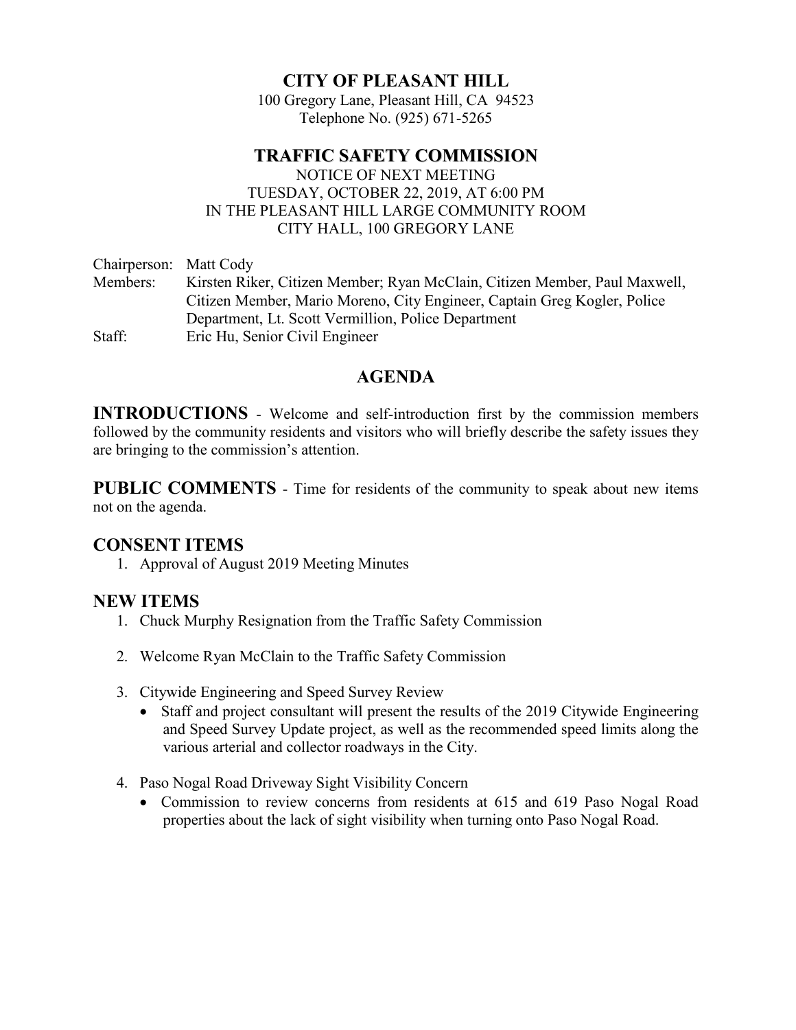# CITY OF PLEASANT HILL

100 Gregory Lane, Pleasant Hill, CA 94523
Telephone No. (925) 671-5265

## TRAFFIC SAFETY COMMISSION

NOTICE OF NEXT MEETING
TUESDAY, OCTOBER 22, 2019, AT 6:00 PM
IN THE PLEASANT HILL LARGE COMMUNITY ROOM
CITY HALL, 100 GREGORY LANE

Chairperson: Matt Cody

Members: Kirsten Riker, Citizen Member; Ryan McClain, Citizen Member, Paul Maxwell, Citizen Member, Mario Moreno, City Engineer, Captain Greg Kogler, Police Department, Lt. Scott Vermillion, Police Department

Staff: Eric Hu, Senior Civil Engineer

## AGENDA

**INTRODUCTIONS** - Welcome and self-introduction first by the commission members followed by the community residents and visitors who will briefly describe the safety issues they are bringing to the commission's attention.

**PUBLIC COMMENTS** - Time for residents of the community to speak about new items not on the agenda.

### CONSENT ITEMS

1. Approval of August 2019 Meeting Minutes

### NEW ITEMS

1. Chuck Murphy Resignation from the Traffic Safety Commission
2. Welcome Ryan McClain to the Traffic Safety Commission
3. Citywide Engineering and Speed Survey Review
   - Staff and project consultant will present the results of the 2019 Citywide Engineering and Speed Survey Update project, as well as the recommended speed limits along the various arterial and collector roadways in the City.
4. Paso Nogal Road Driveway Sight Visibility Concern
   - Commission to review concerns from residents at 615 and 619 Paso Nogal Road properties about the lack of sight visibility when turning onto Paso Nogal Road.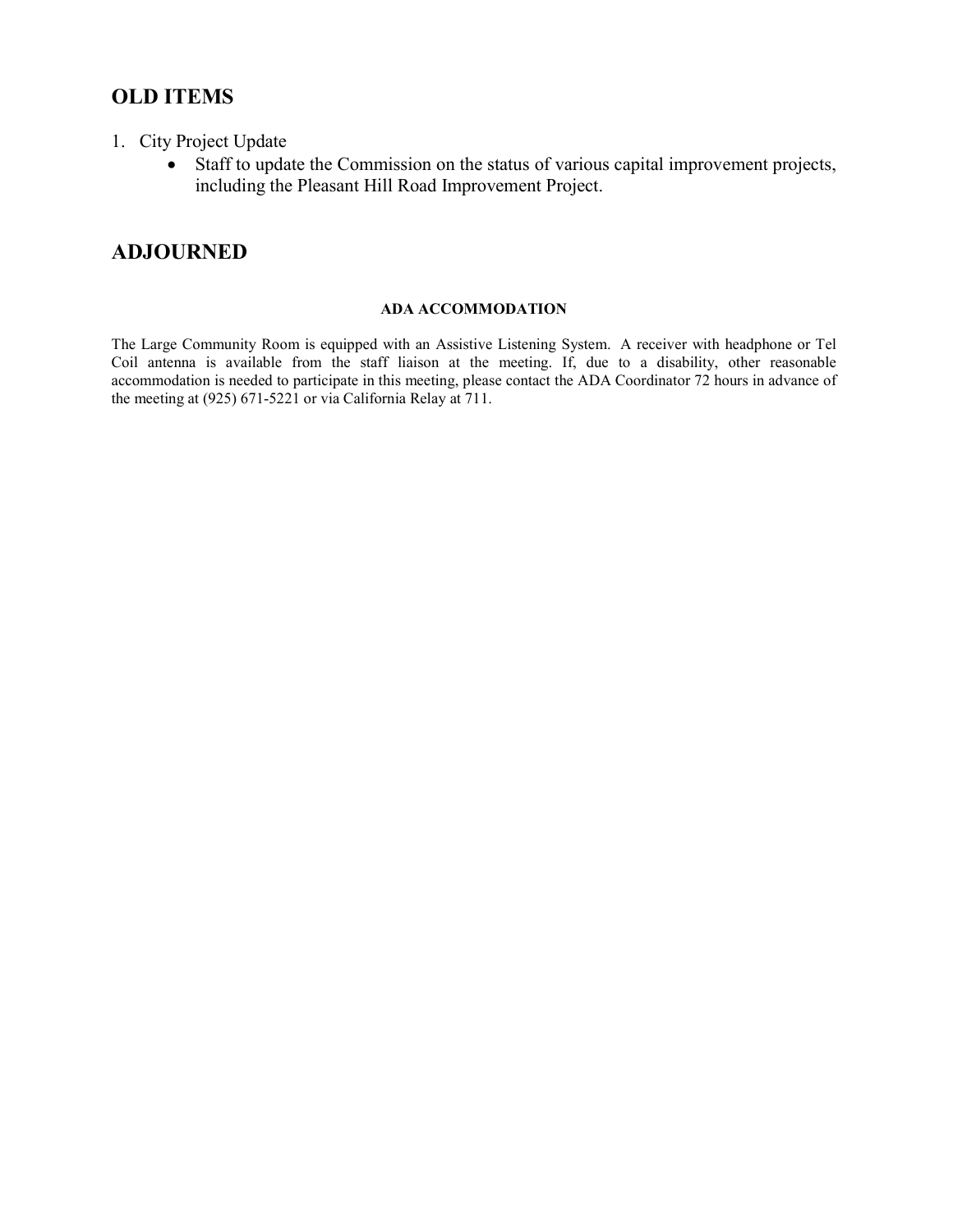## OLD ITEMS

1. City Project Update
    - Staff to update the Commission on the status of various capital improvement projects, including the Pleasant Hill Road Improvement Project.

## ADJOURNED

**ADA ACCOMMODATION**

The Large Community Room is equipped with an Assistive Listening System. A receiver with headphone or Tel Coil antenna is available from the staff liaison at the meeting. If, due to a disability, other reasonable accommodation is needed to participate in this meeting, please contact the ADA Coordinator 72 hours in advance of the meeting at (925) 671-5221 or via California Relay at 711.